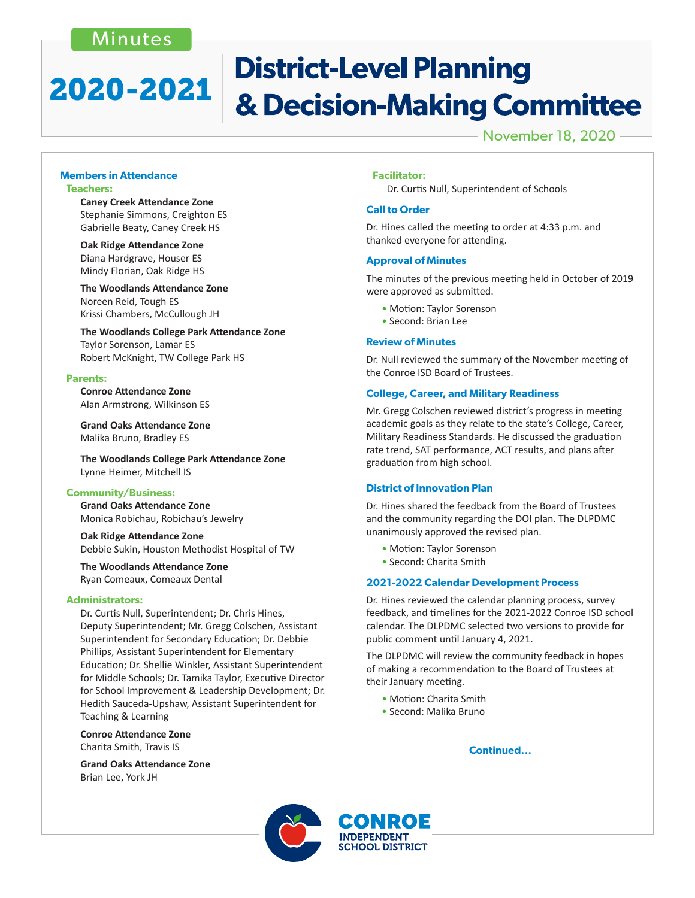Minutes

# 2020-2021 District-Level Planning & Decision-Making Committee

November 18, 2020

## Members in Attendance

### Teachers:

**Caney Creek Attendance Zone**
Stephanie Simmons, Creighton ES
Gabrielle Beaty, Caney Creek HS

**Oak Ridge Attendance Zone**
Diana Hardgrave, Houser ES
Mindy Florian, Oak Ridge HS

**The Woodlands Attendance Zone**
Noreen Reid, Tough ES
Krissi Chambers, McCullough JH

**The Woodlands College Park Attendance Zone**
Taylor Sorenson, Lamar ES
Robert McKnight, TW College Park HS

### Parents:

**Conroe Attendance Zone**
Alan Armstrong, Wilkinson ES

**Grand Oaks Attendance Zone**
Malika Bruno, Bradley ES

**The Woodlands College Park Attendance Zone**
Lynne Heimer, Mitchell IS

### Community/Business:

**Grand Oaks Attendance Zone**
Monica Robichau, Robichau's Jewelry

**Oak Ridge Attendance Zone**
Debbie Sukin, Houston Methodist Hospital of TW

**The Woodlands Attendance Zone**
Ryan Comeaux, Comeaux Dental

### Administrators:

Dr. Curtis Null, Superintendent; Dr. Chris Hines, Deputy Superintendent; Mr. Gregg Colschen, Assistant Superintendent for Secondary Education; Dr. Debbie Phillips, Assistant Superintendent for Elementary Education; Dr. Shellie Winkler, Assistant Superintendent for Middle Schools; Dr. Tamika Taylor, Executive Director for School Improvement & Leadership Development; Dr. Hedith Sauceda-Upshaw, Assistant Superintendent for Teaching & Learning

**Conroe Attendance Zone**
Charita Smith, Travis IS

**Grand Oaks Attendance Zone**
Brian Lee, York JH

### Facilitator:

Dr. Curtis Null, Superintendent of Schools

## Call to Order

Dr. Hines called the meeting to order at 4:33 p.m. and thanked everyone for attending.

## Approval of Minutes

The minutes of the previous meeting held in October of 2019 were approved as submitted.

- Motion: Taylor Sorenson
- Second: Brian Lee

## Review of Minutes

Dr. Null reviewed the summary of the November meeting of the Conroe ISD Board of Trustees.

## College, Career, and Military Readiness

Mr. Gregg Colschen reviewed district's progress in meeting academic goals as they relate to the state's College, Career, Military Readiness Standards. He discussed the graduation rate trend, SAT performance, ACT results, and plans after graduation from high school.

## District of Innovation Plan

Dr. Hines shared the feedback from the Board of Trustees and the community regarding the DOI plan. The DLPDMC unanimously approved the revised plan.

- Motion: Taylor Sorenson
- Second: Charita Smith

## 2021-2022 Calendar Development Process

Dr. Hines reviewed the calendar planning process, survey feedback, and timelines for the 2021-2022 Conroe ISD school calendar. The DLPDMC selected two versions to provide for public comment until January 4, 2021.

The DLPDMC will review the community feedback in hopes of making a recommendation to the Board of Trustees at their January meeting.

- Motion: Charita Smith
- Second: Malika Bruno

**Continued...**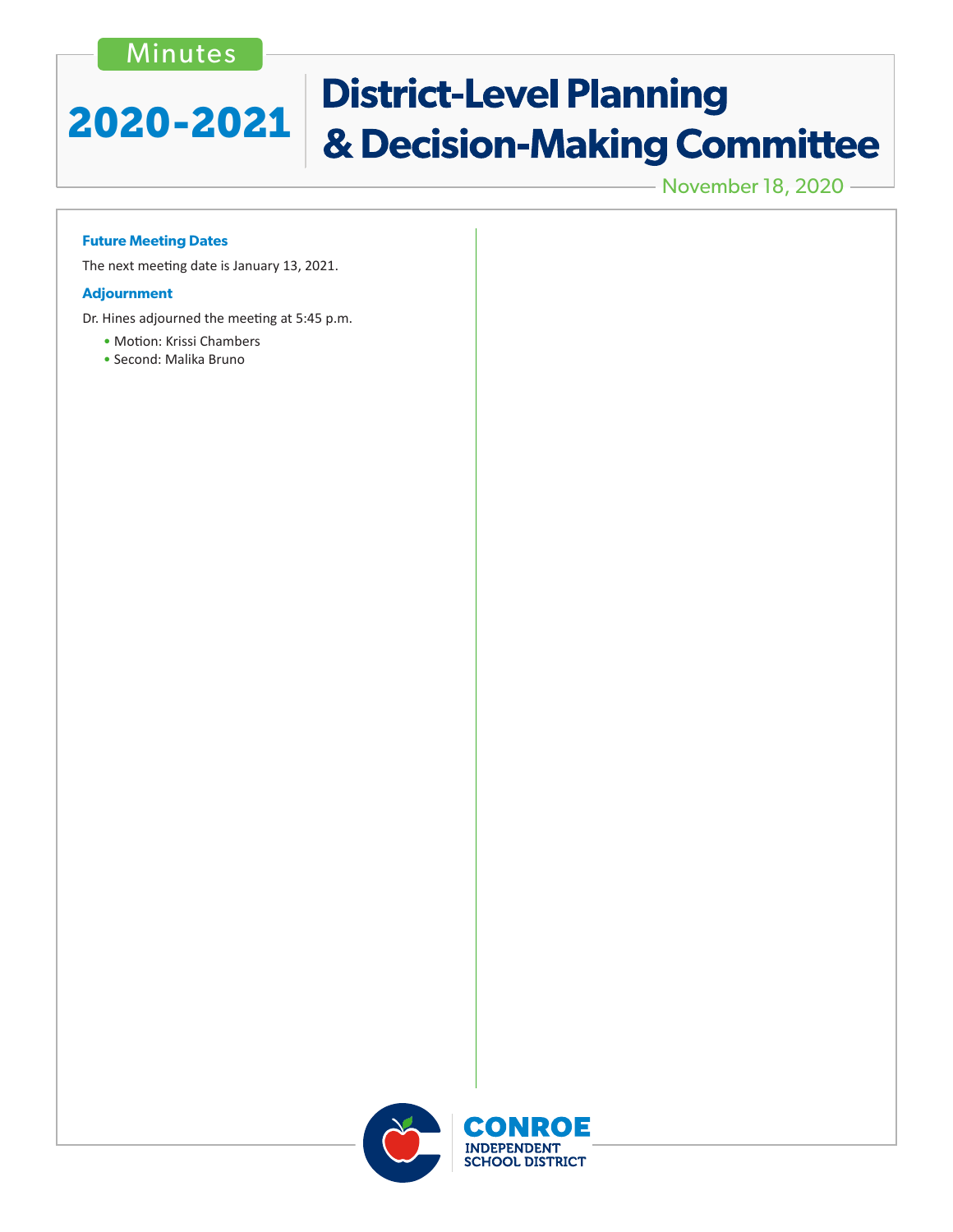## Future Meeting Dates

The next meeting date is January 13, 2021.

## Adjournment

Dr. Hines adjourned the meeting at 5:45 p.m.

- Motion: Krissi Chambers
- Second: Malika Bruno